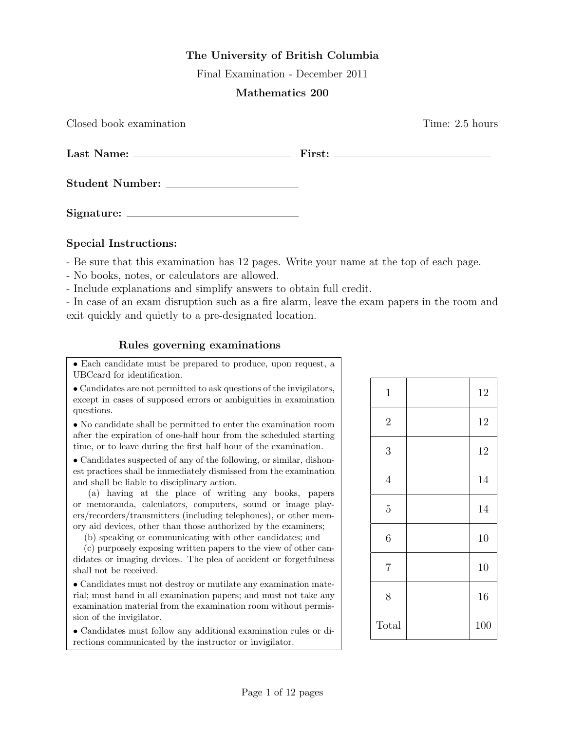**The University of British Columbia**

Final Examination - December 2011

**Mathematics 200**

Closed book examination Time: 2.5 hours

**Last Name:** \_\_\_\_\_\_\_\_\_\_\_\_\_\_\_\_\_\_\_\_\_\_\_\_ **First:** \_\_\_\_\_\_\_\_\_\_\_\_\_\_\_\_\_\_\_\_\_\_\_\_

**Student Number:** \_\_\_\_\_\_\_\_\_\_\_\_\_\_\_\_\_\_\_\_\_\_\_\_

**Signature:** \_\_\_\_\_\_\_\_\_\_\_\_\_\_\_\_\_\_\_\_\_\_\_\_

### Special Instructions:

- Be sure that this examination has 12 pages. Write your name at the top of each page.
- No books, notes, or calculators are allowed.
- Include explanations and simplify answers to obtain full credit.
- In case of an exam disruption such as a fire alarm, leave the exam papers in the room and exit quickly and quietly to a pre-designated location.

### Rules governing examinations

- Each candidate must be prepared to produce, upon request, a UBCcard for identification.
- Candidates are not permitted to ask questions of the invigilators, except in cases of supposed errors or ambiguities in examination questions.
- No candidate shall be permitted to enter the examination room after the expiration of one-half hour from the scheduled starting time, or to leave during the first half hour of the examination.
- Candidates suspected of any of the following, or similar, dishonest practices shall be immediately dismissed from the examination and shall be liable to disciplinary action.
  (a) having at the place of writing any books, papers or memoranda, calculators, computers, sound or image players/recorders/transmitters (including telephones), or other memory aid devices, other than those authorized by the examiners;
  (b) speaking or communicating with other candidates; and
  (c) purposely exposing written papers to the view of other candidates or imaging devices. The plea of accident or forgetfulness shall not be received.
- Candidates must not destroy or mutilate any examination material; must hand in all examination papers; and must not take any examination material from the examination room without permission of the invigilator.
- Candidates must follow any additional examination rules or directions communicated by the instructor or invigilator.

| | | |
|---|---|---|
| 1 | | 12 |
| 2 | | 12 |
| 3 | | 12 |
| 4 | | 14 |
| 5 | | 14 |
| 6 | | 10 |
| 7 | | 10 |
| 8 | | 16 |
| Total | | 100 |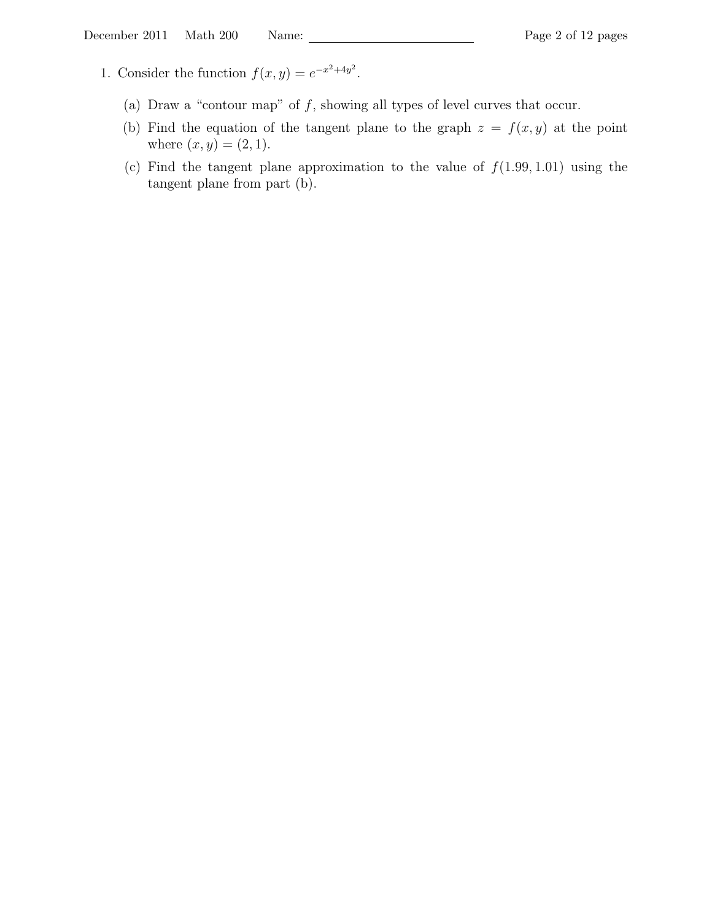1. Consider the function $f(x, y) = e^{-x^2+4y^2}$.

   (a) Draw a "contour map" of $f$, showing all types of level curves that occur.

   (b) Find the equation of the tangent plane to the graph $z = f(x, y)$ at the point where $(x, y) = (2, 1)$.

   (c) Find the tangent plane approximation to the value of $f(1.99, 1.01)$ using the tangent plane from part (b).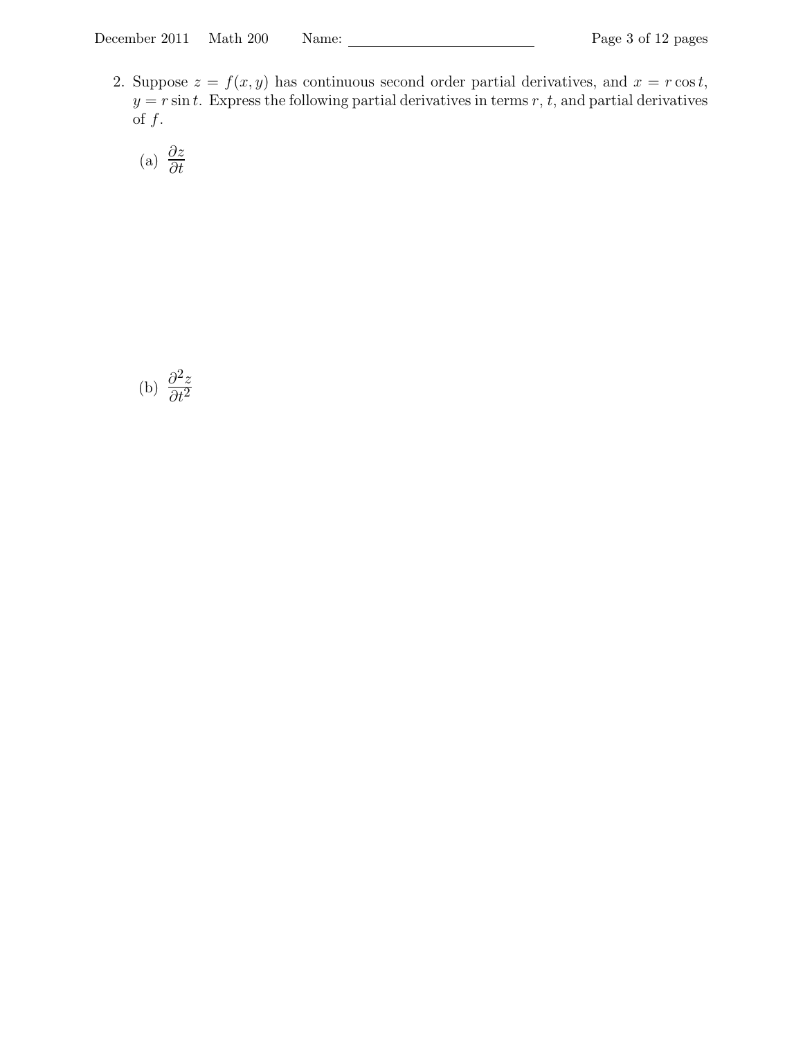2. Suppose $z = f(x, y)$ has continuous second order partial derivatives, and $x = r\cos t$, $y = r\sin t$. Express the following partial derivatives in terms $r$, $t$, and partial derivatives of $f$.

   (a) $\dfrac{\partial z}{\partial t}$

   (b) $\dfrac{\partial^2 z}{\partial t^2}$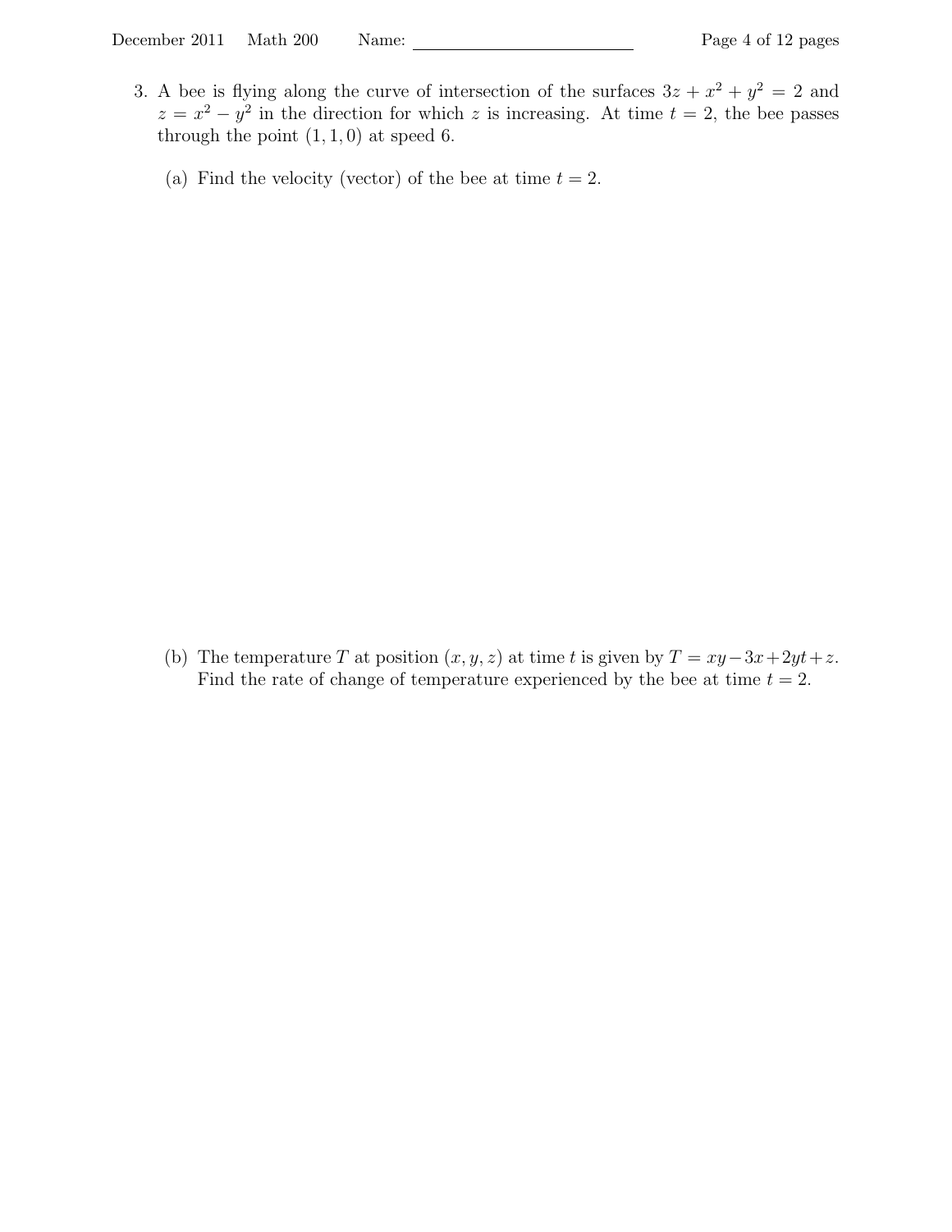3. A bee is flying along the curve of intersection of the surfaces $3z + x^2 + y^2 = 2$ and $z = x^2 - y^2$ in the direction for which $z$ is increasing. At time $t = 2$, the bee passes through the point $(1, 1, 0)$ at speed 6.

   (a) Find the velocity (vector) of the bee at time $t = 2$.

   (b) The temperature $T$ at position $(x, y, z)$ at time $t$ is given by $T = xy - 3x + 2yt + z$. Find the rate of change of temperature experienced by the bee at time $t = 2$.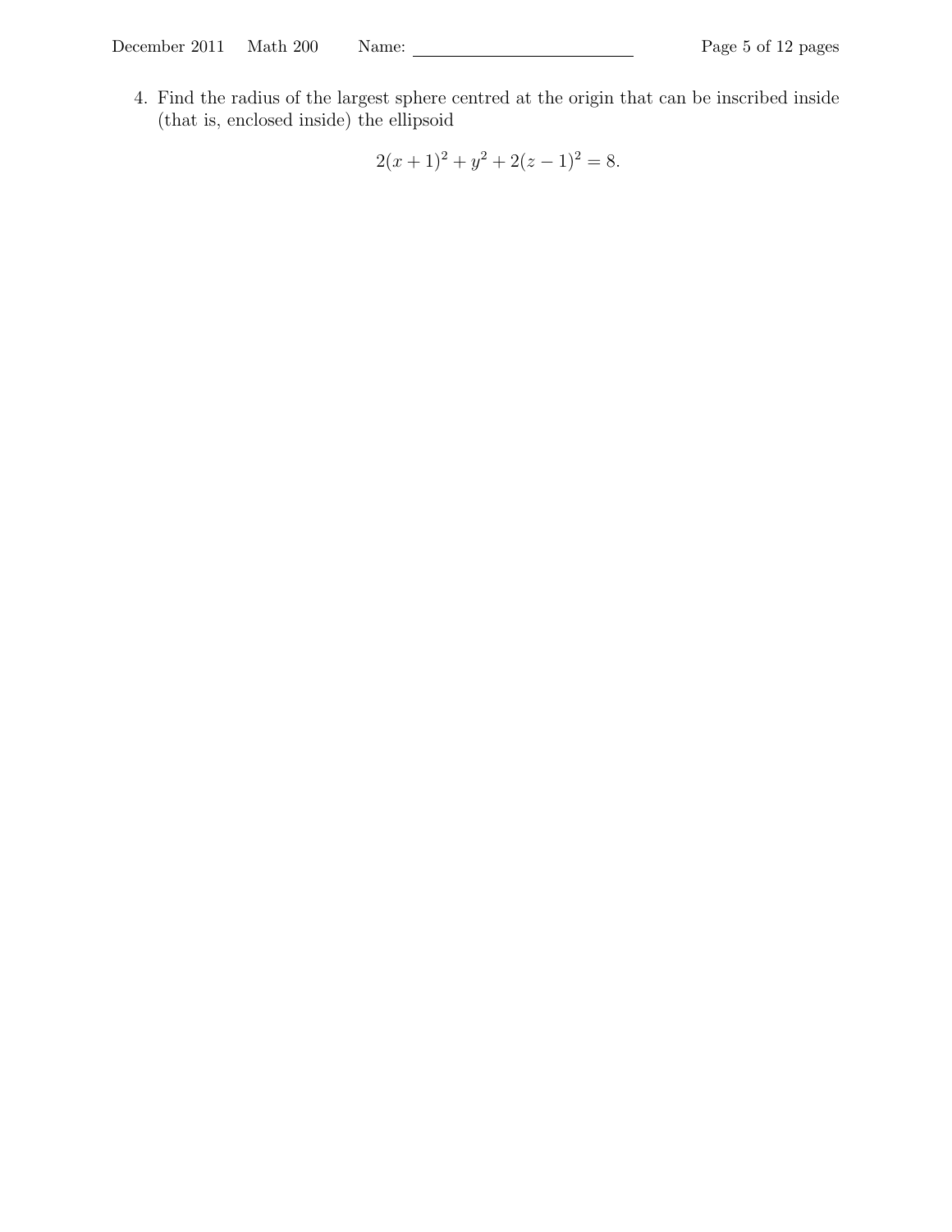4. Find the radius of the largest sphere centred at the origin that can be inscribed inside (that is, enclosed inside) the ellipsoid

$$2(x+1)^2 + y^2 + 2(z-1)^2 = 8.$$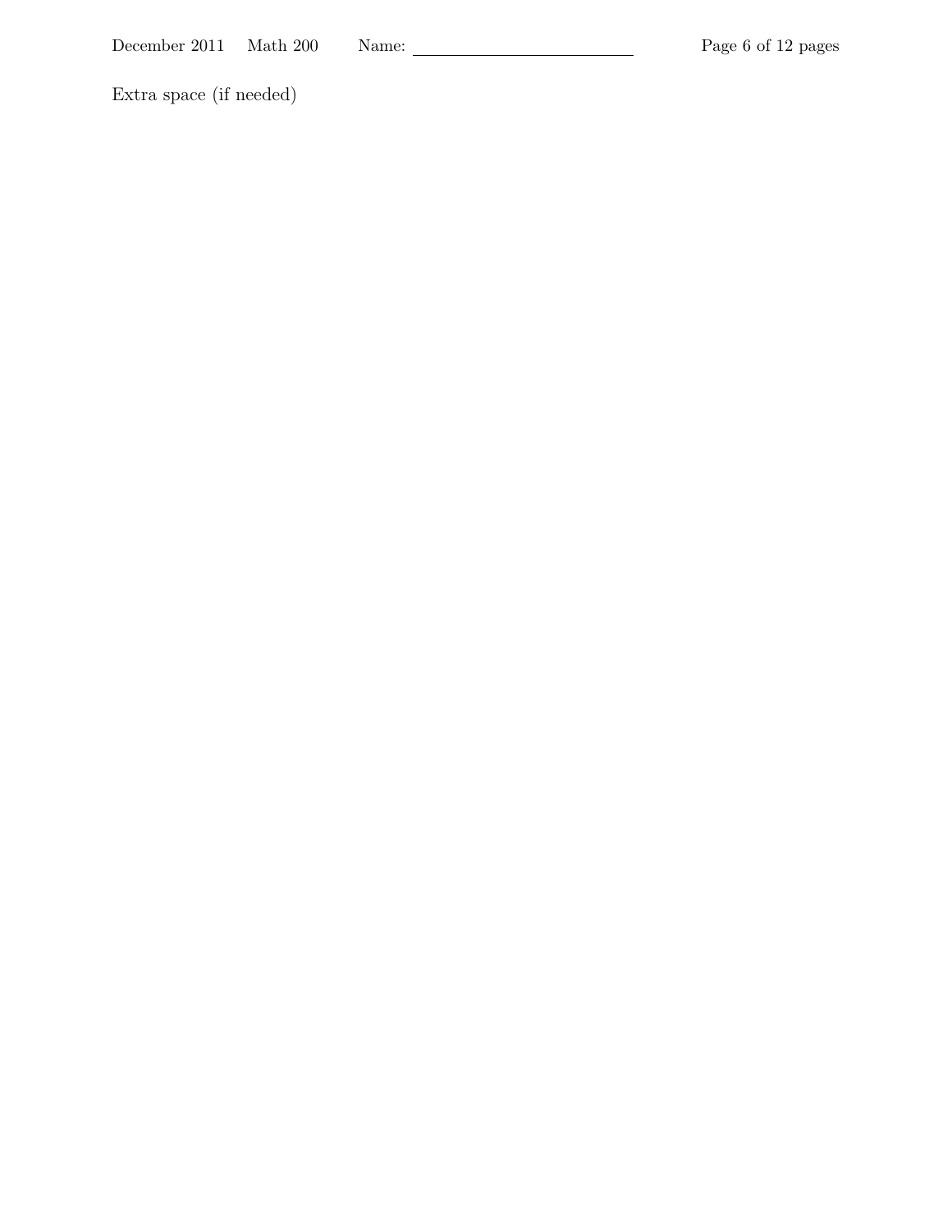Extra space (if needed)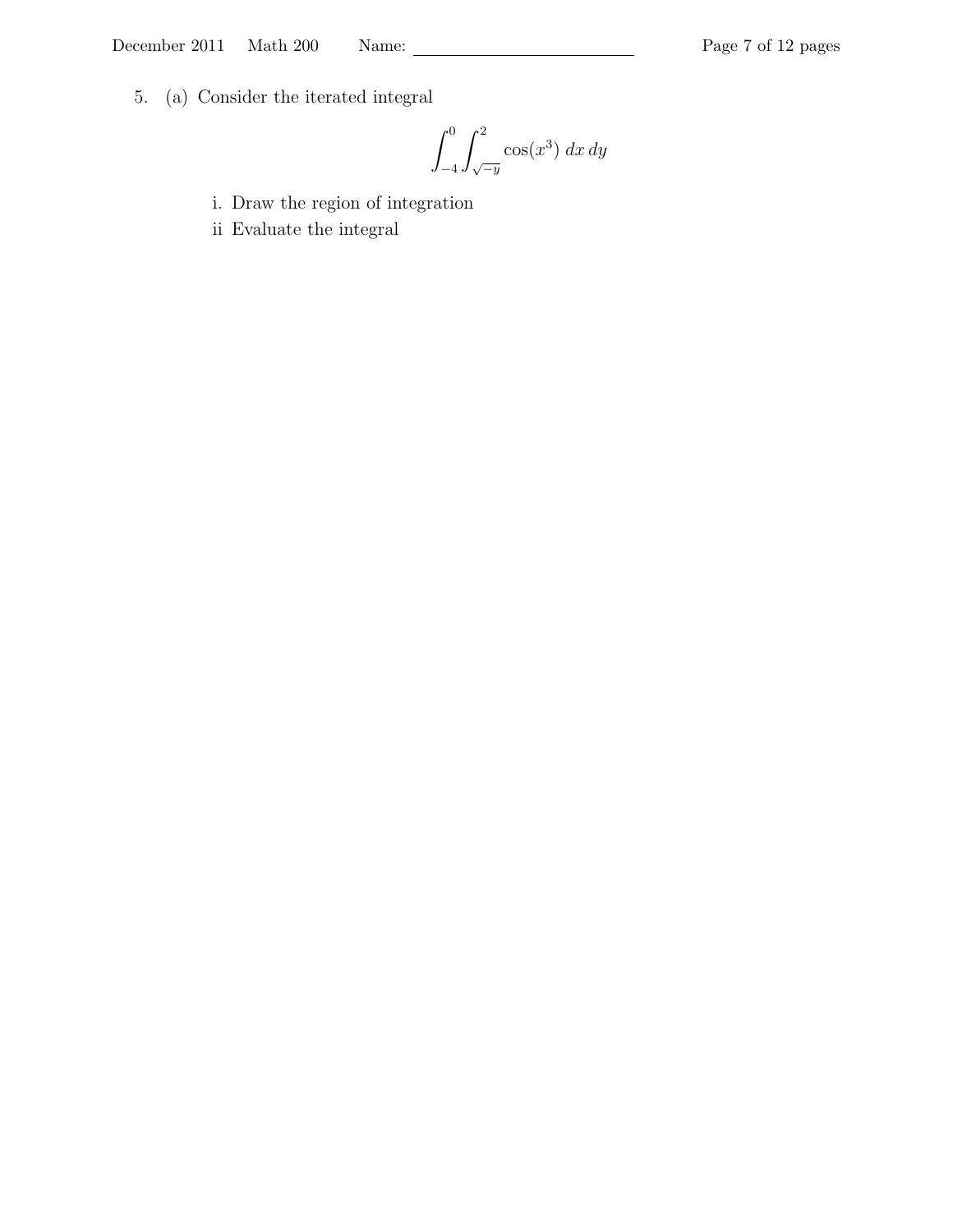5. (a) Consider the iterated integral

$$\int_{-4}^{0} \int_{\sqrt{-y}}^{2} \cos(x^3)\, dx\, dy$$

i. Draw the region of integration

ii Evaluate the integral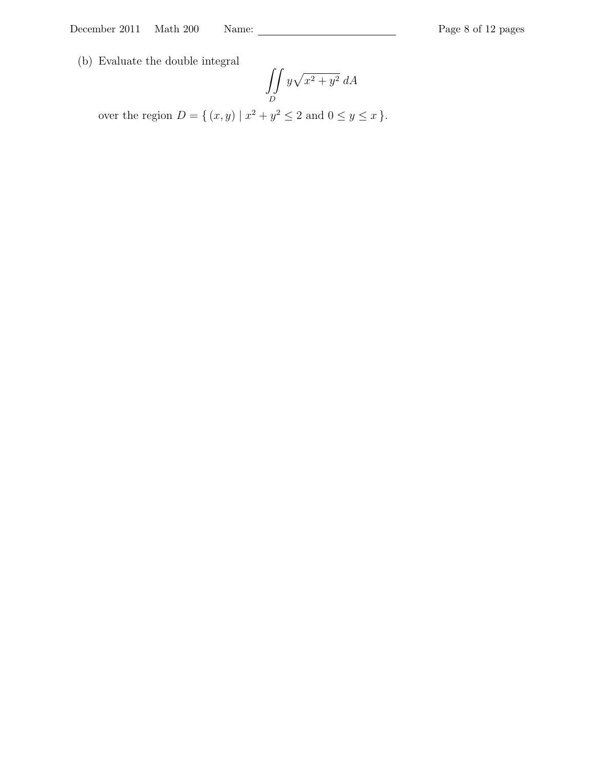(b) Evaluate the double integral

$$\iint_D y\sqrt{x^2+y^2}\, dA$$

over the region $D = \{\, (x, y) \mid x^2 + y^2 \leq 2 \text{ and } 0 \leq y \leq x \,\}$.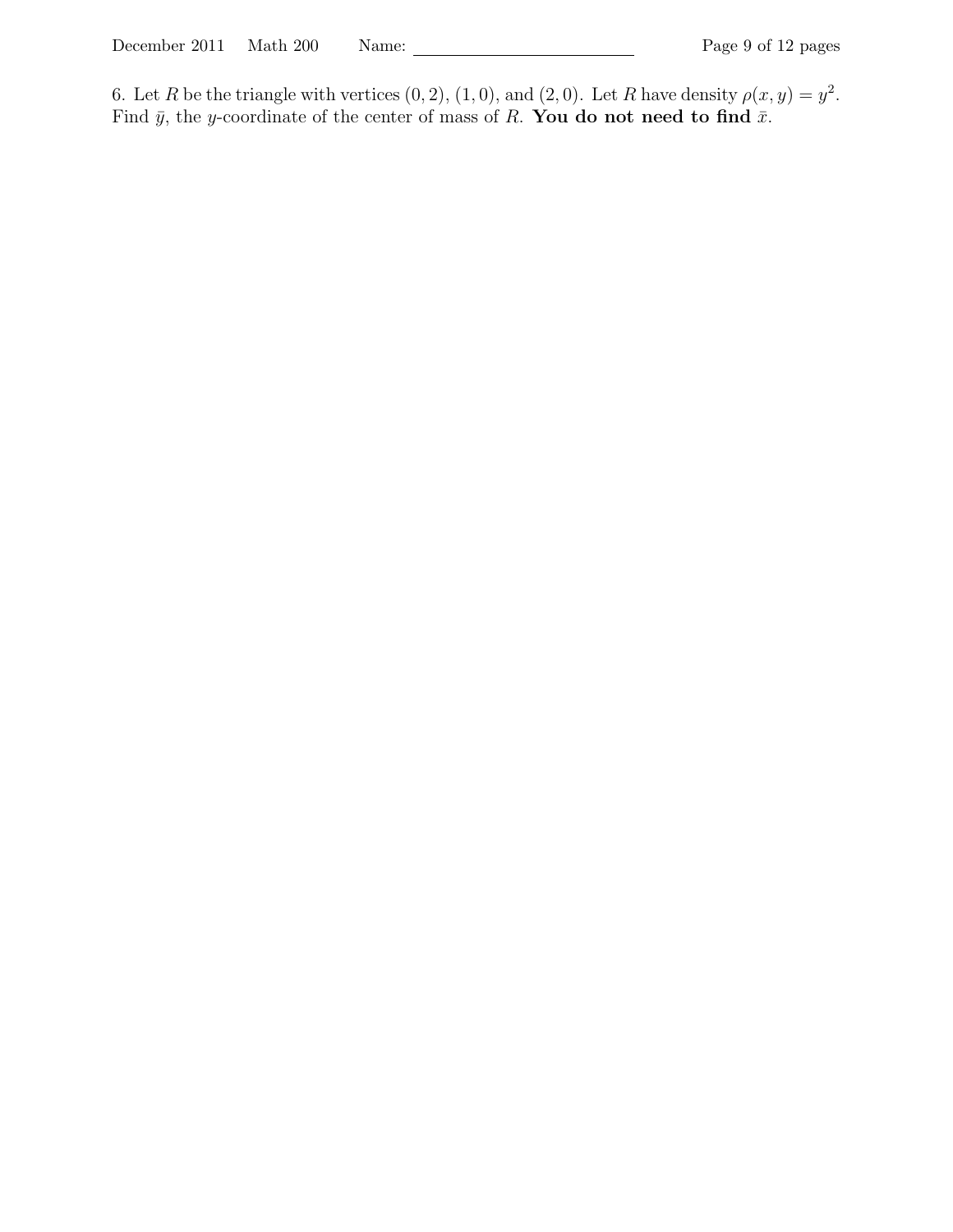6. Let $R$ be the triangle with vertices $(0, 2)$, $(1, 0)$, and $(2, 0)$. Let $R$ have density $\rho(x, y) = y^2$. Find $\bar{y}$, the $y$-coordinate of the center of mass of $R$. **You do not need to find $\bar{x}$.**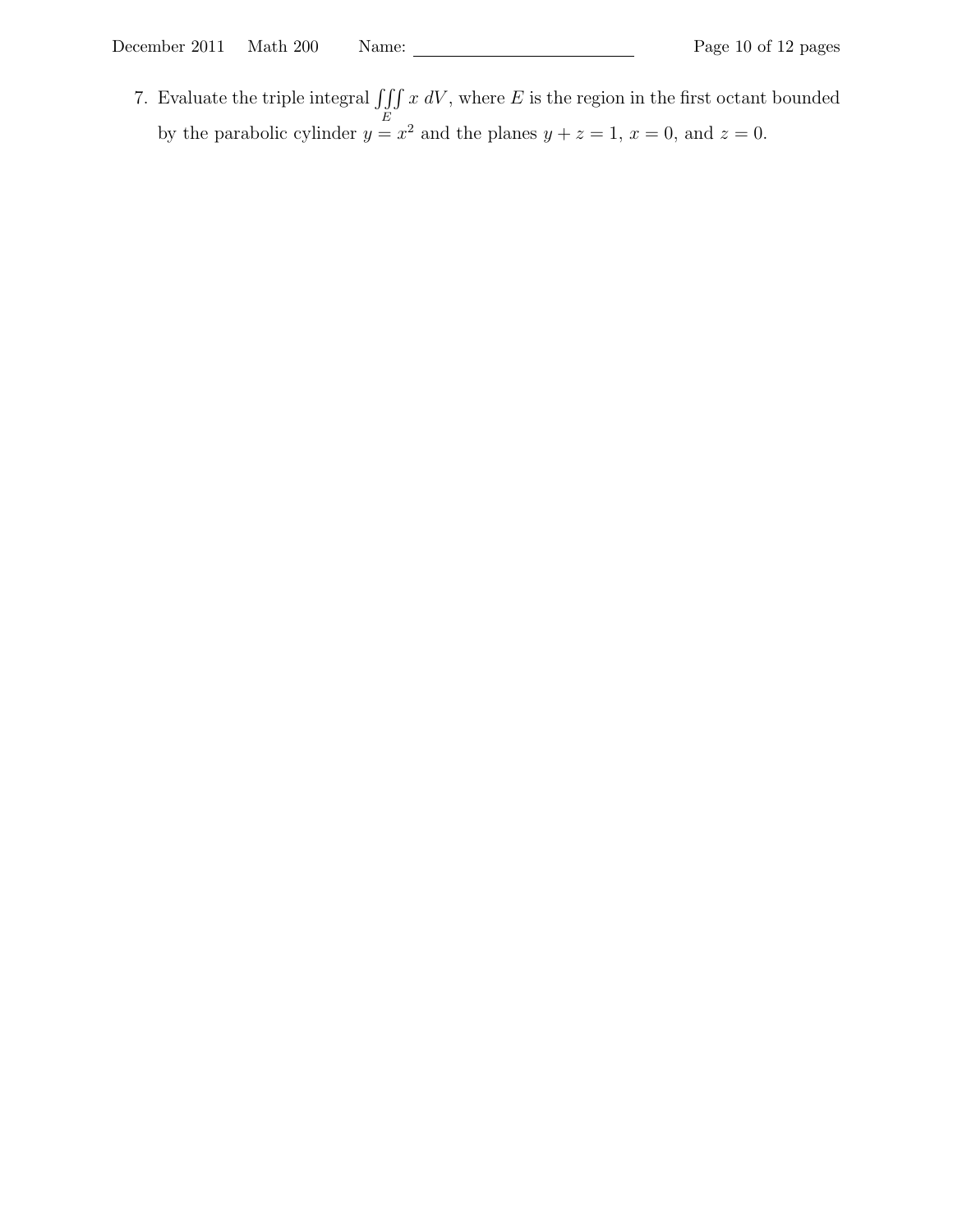7. Evaluate the triple integral $\iiint_E x \, dV$, where $E$ is the region in the first octant bounded by the parabolic cylinder $y = x^2$ and the planes $y + z = 1$, $x = 0$, and $z = 0$.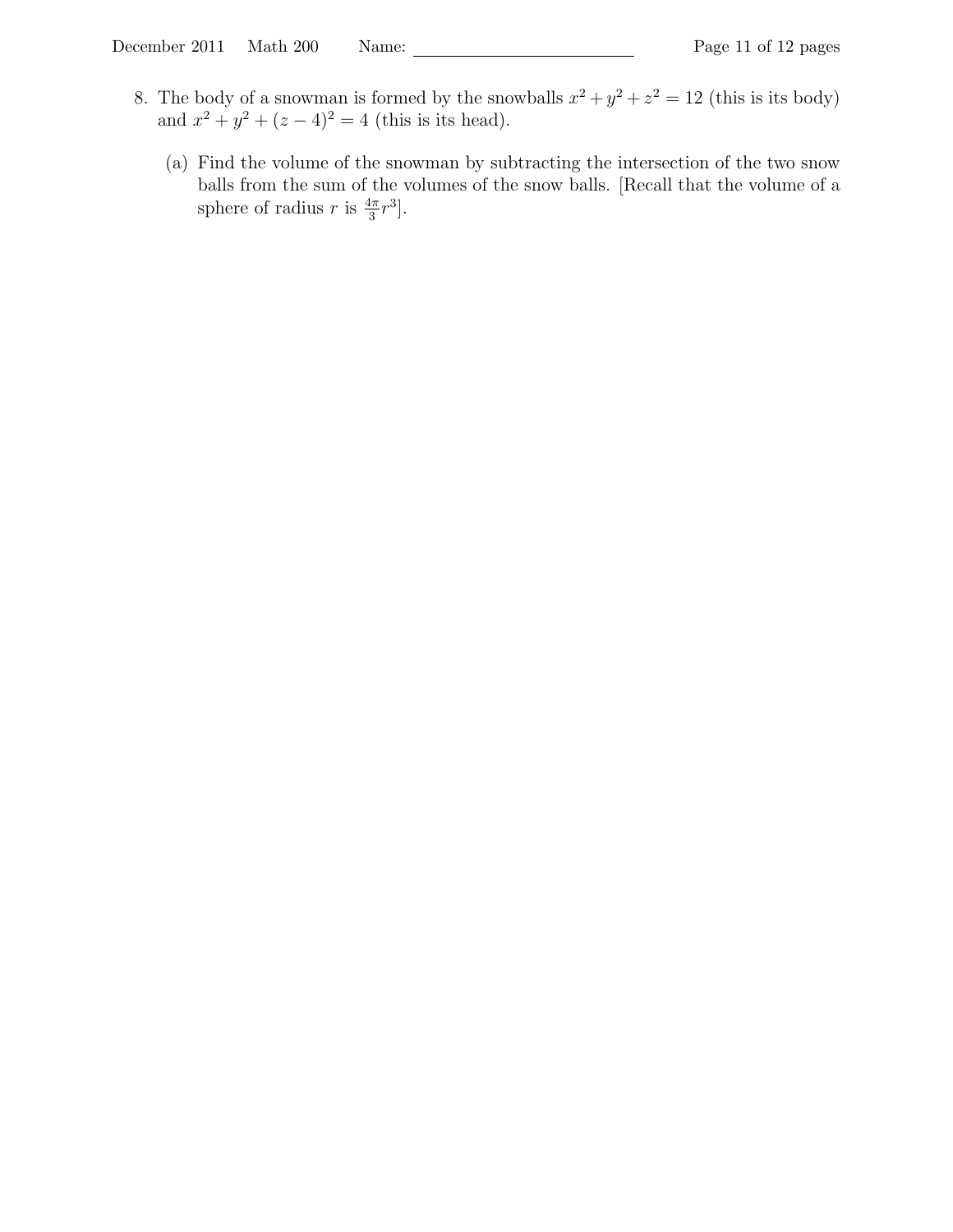8. The body of a snowman is formed by the snowballs $x^2 + y^2 + z^2 = 12$ (this is its body) and $x^2 + y^2 + (z-4)^2 = 4$ (this is its head).

   (a) Find the volume of the snowman by subtracting the intersection of the two snow balls from the sum of the volumes of the snow balls. [Recall that the volume of a sphere of radius $r$ is $\frac{4\pi}{3}r^3$].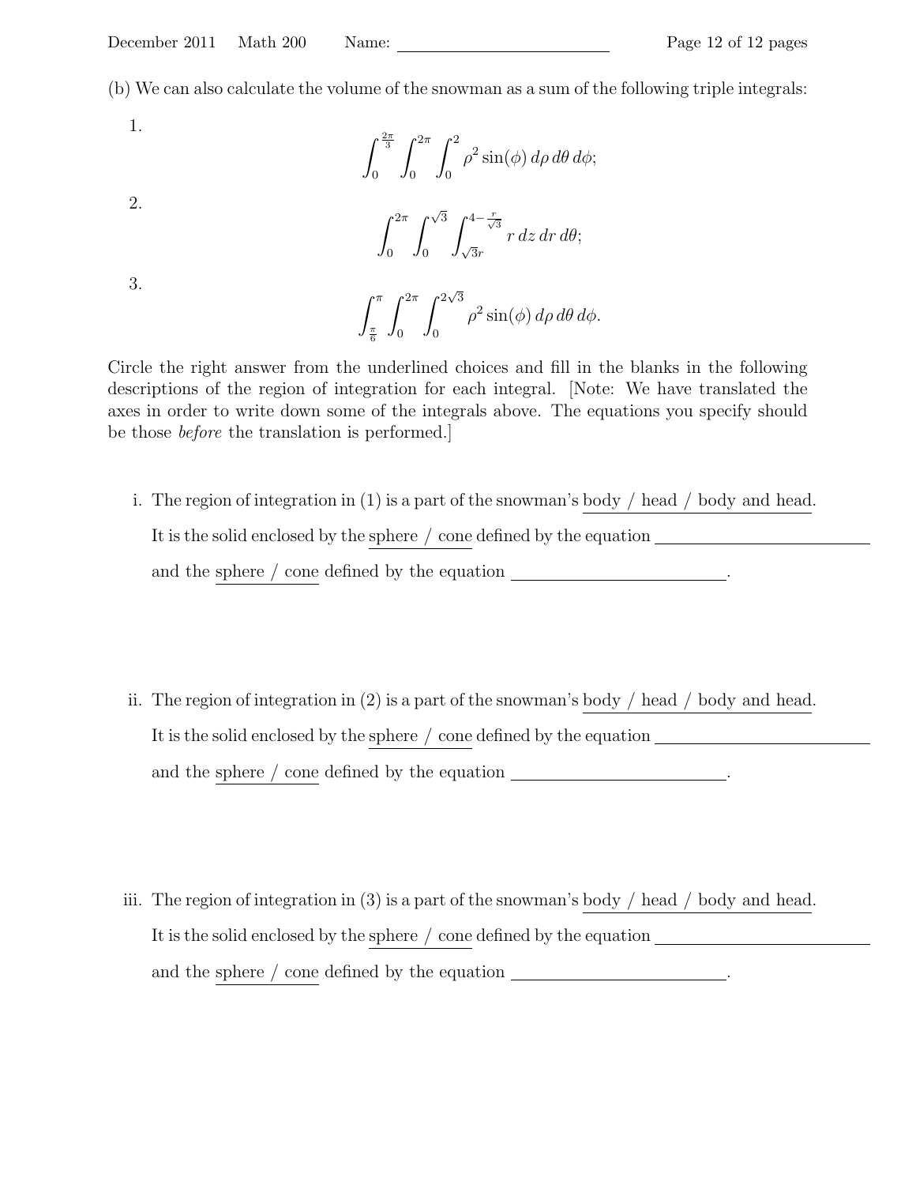(b) We can also calculate the volume of the snowman as a sum of the following triple integrals:

1.
$$\int_0^{\frac{2\pi}{3}} \int_0^{2\pi} \int_0^2 \rho^2 \sin(\phi)\, d\rho\, d\theta\, d\phi;$$

2.
$$\int_0^{2\pi} \int_0^{\sqrt{3}} \int_{\sqrt{3}r}^{4-\frac{r}{\sqrt{3}}} r\, dz\, dr\, d\theta;$$

3.
$$\int_{\frac{\pi}{6}}^{\pi} \int_0^{2\pi} \int_0^{2\sqrt{3}} \rho^2 \sin(\phi)\, d\rho\, d\theta\, d\phi.$$

Circle the right answer from the underlined choices and fill in the blanks in the following descriptions of the region of integration for each integral. [Note: We have translated the axes in order to write down some of the integrals above. The equations you specify should be those *before* the translation is performed.]

i. The region of integration in (1) is a part of the snowman's body / head / body and head.
It is the solid enclosed by the sphere / cone defined by the equation \_\_\_\_\_\_\_\_\_\_\_\_\_\_\_\_\_\_\_\_
and the sphere / cone defined by the equation \_\_\_\_\_\_\_\_\_\_\_\_\_\_\_\_\_\_\_\_.

ii. The region of integration in (2) is a part of the snowman's body / head / body and head.
It is the solid enclosed by the sphere / cone defined by the equation \_\_\_\_\_\_\_\_\_\_\_\_\_\_\_\_\_\_\_\_
and the sphere / cone defined by the equation \_\_\_\_\_\_\_\_\_\_\_\_\_\_\_\_\_\_\_\_.

iii. The region of integration in (3) is a part of the snowman's body / head / body and head.
It is the solid enclosed by the sphere / cone defined by the equation \_\_\_\_\_\_\_\_\_\_\_\_\_\_\_\_\_\_\_\_
and the sphere / cone defined by the equation \_\_\_\_\_\_\_\_\_\_\_\_\_\_\_\_\_\_\_\_.